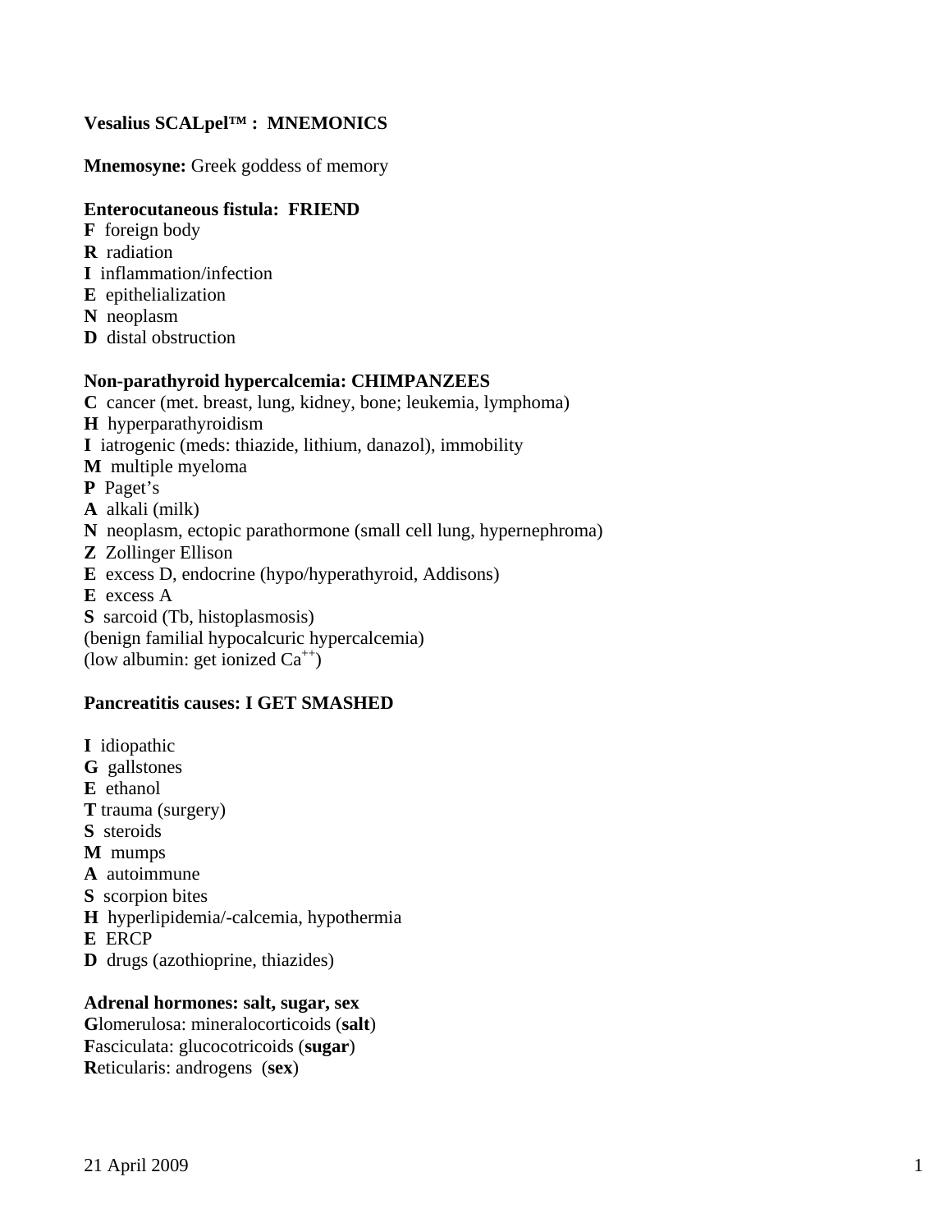**Vesalius SCALpel™ : MNEMONICS**

**Mnemosyne:** Greek goddess of memory

**Enterocutaneous fistula: FRIEND**

**F** foreign body
**R** radiation
**I** inflammation/infection
**E** epithelialization
**N** neoplasm
**D** distal obstruction

**Non-parathyroid hypercalcemia: CHIMPANZEES**

**C** cancer (met. breast, lung, kidney, bone; leukemia, lymphoma)
**H** hyperparathyroidism
**I** iatrogenic (meds: thiazide, lithium, danazol), immobility
**M** multiple myeloma
**P** Paget's
**A** alkali (milk)
**N** neoplasm, ectopic parathormone (small cell lung, hypernephroma)
**Z** Zollinger Ellison
**E** excess D, endocrine (hypo/hyperathyroid, Addisons)
**E** excess A
**S** sarcoid (Tb, histoplasmosis)
(benign familial hypocalcuric hypercalcemia)
(low albumin: get ionized $Ca^{++}$)

**Pancreatitis causes: I GET SMASHED**

**I** idiopathic
**G** gallstones
**E** ethanol
**T** trauma (surgery)
**S** steroids
**M** mumps
**A** autoimmune
**S** scorpion bites
**H** hyperlipidemia/-calcemia, hypothermia
**E** ERCP
**D** drugs (azothioprine, thiazides)

**Adrenal hormones: salt, sugar, sex**

**G**lomerulosa: mineralocorticoids (**salt**)
**F**asciculata: glucocotricoids (**sugar**)
**R**eticularis: androgens (**sex**)

21 April 2009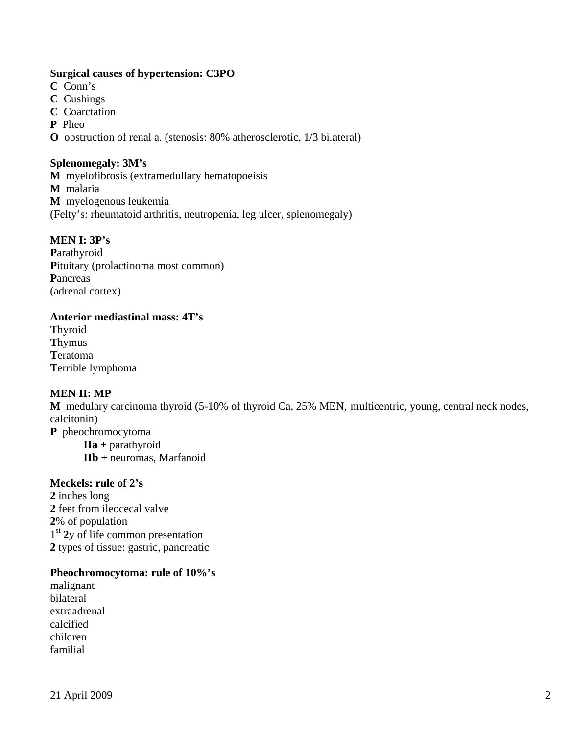**Surgical causes of hypertension: C3PO**

**C** Conn's
**C** Cushings
**C** Coarctation
**P** Pheo
**O** obstruction of renal a. (stenosis: 80% atherosclerotic, 1/3 bilateral)

**Splenomegaly: 3M's**

**M** myelofibrosis (extramedullary hematopoeisis
**M** malaria
**M** myelogenous leukemia
(Felty's: rheumatoid arthritis, neutropenia, leg ulcer, splenomegaly)

**MEN I: 3P's**

**P**arathyroid
**P**ituitary (prolactinoma most common)
**P**ancreas
(adrenal cortex)

**Anterior mediastinal mass: 4T's**

**T**hyroid
**T**hymus
**T**eratoma
**T**errible lymphoma

**MEN II: MP**

**M** medulary carcinoma thyroid (5-10% of thyroid Ca, 25% MEN, multicentric, young, central neck nodes, calcitonin)
**P** pheochromocytoma

- **IIa** + parathyroid
- **IIb** + neuromas, Marfanoid

**Meckels: rule of 2's**

**2** inches long
**2** feet from ileocecal valve
**2**% of population
1st **2**y of life common presentation
**2** types of tissue: gastric, pancreatic

**Pheochromocytoma: rule of 10%'s**

malignant
bilateral
extraadrenal
calcified
children
familial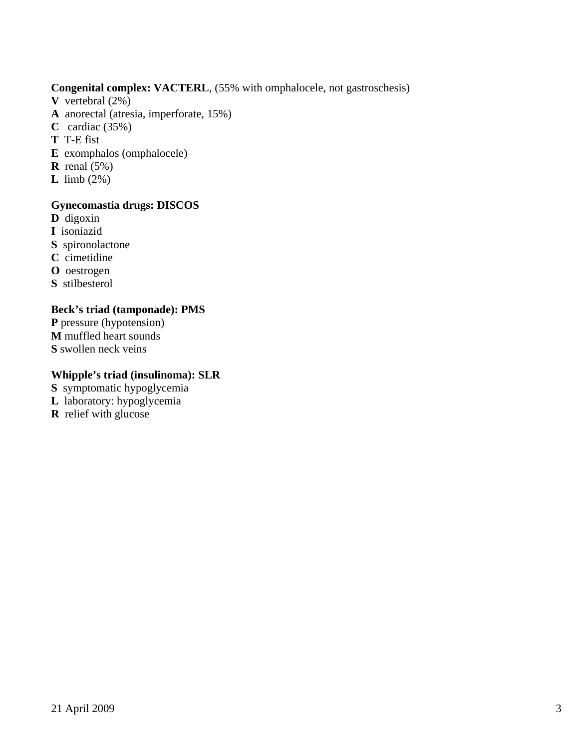**Congenital complex: VACTERL**, (55% with omphalocele, not gastroschesis)
**V** vertebral (2%)
**A** anorectal (atresia, imperforate, 15%)
**C** cardiac (35%)
**T** T-E fist
**E** exomphalos (omphalocele)
**R** renal (5%)
**L** limb (2%)

**Gynecomastia drugs: DISCOS**
**D** digoxin
**I** isoniazid
**S** spironolactone
**C** cimetidine
**O** oestrogen
**S** stilbesterol

**Beck's triad (tamponade): PMS**
**P** pressure (hypotension)
**M** muffled heart sounds
**S** swollen neck veins

**Whipple's triad (insulinoma): SLR**
**S** symptomatic hypoglycemia
**L** laboratory: hypoglycemia
**R** relief with glucose